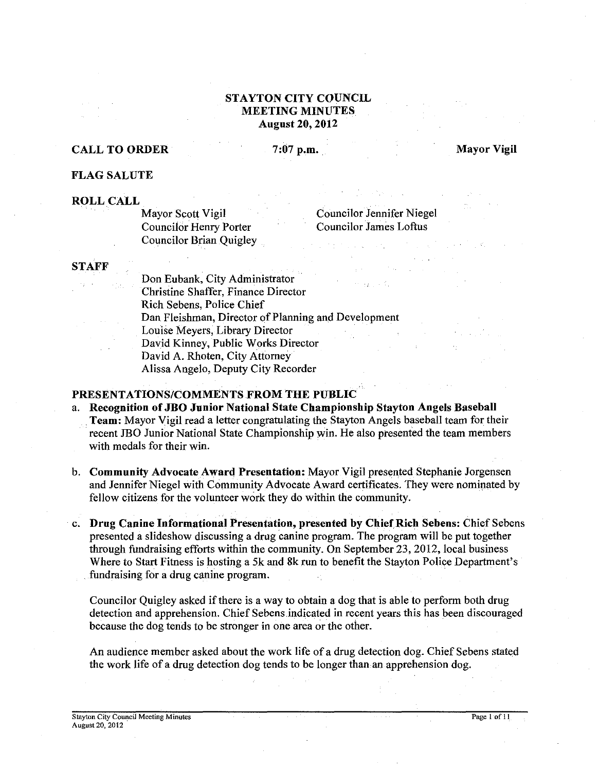# STAYTON CITY COUNCIL
## MEETING MINUTES
### August 20, 2012

**CALL TO ORDER** **7:07 p.m.** **Mayor Vigil**

**FLAG SALUTE**

**ROLL CALL**

Mayor Scott Vigil
Councilor Henry Porter
Councilor Brian Quigley
Councilor Jennifer Niegel
Councilor James Loftus

**STAFF**

Don Eubank, City Administrator
Christine Shaffer, Finance Director
Rich Sebens, Police Chief
Dan Fleishman, Director of Planning and Development
Louise Meyers, Library Director
David Kinney, Public Works Director
David A. Rhoten, City Attorney
Alissa Angelo, Deputy City Recorder

**PRESENTATIONS/COMMENTS FROM THE PUBLIC**

a. **Recognition of JBO Junior National State Championship Stayton Angels Baseball Team:** Mayor Vigil read a letter congratulating the Stayton Angels baseball team for their recent JBO Junior National State Championship win. He also presented the team members with medals for their win.

b. **Community Advocate Award Presentation:** Mayor Vigil presented Stephanie Jorgensen and Jennifer Niegel with Community Advocate Award certificates. They were nominated by fellow citizens for the volunteer work they do within the community.

c. **Drug Canine Informational Presentation, presented by Chief Rich Sebens:** Chief Sebens presented a slideshow discussing a drug canine program. The program will be put together through fundraising efforts within the community. On September 23, 2012, local business Where to Start Fitness is hosting a 5k and 8k run to benefit the Stayton Police Department's fundraising for a drug canine program.

   Councilor Quigley asked if there is a way to obtain a dog that is able to perform both drug detection and apprehension. Chief Sebens indicated in recent years this has been discouraged because the dog tends to be stronger in one area or the other.

   An audience member asked about the work life of a drug detection dog. Chief Sebens stated the work life of a drug detection dog tends to be longer than an apprehension dog.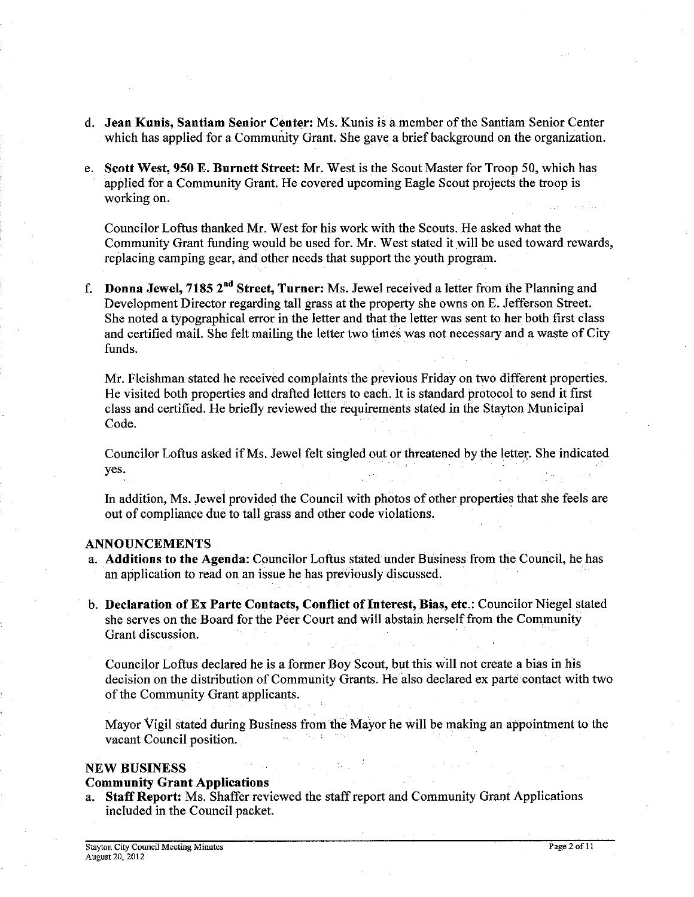d. **Jean Kunis, Santiam Senior Center:** Ms. Kunis is a member of the Santiam Senior Center which has applied for a Community Grant. She gave a brief background on the organization.

e. **Scott West, 950 E. Burnett Street:** Mr. West is the Scout Master for Troop 50, which has applied for a Community Grant. He covered upcoming Eagle Scout projects the troop is working on.

   Councilor Loftus thanked Mr. West for his work with the Scouts. He asked what the Community Grant funding would be used for. Mr. West stated it will be used toward rewards, replacing camping gear, and other needs that support the youth program.

f. **Donna Jewel, 7185 2nd Street, Turner:** Ms. Jewel received a letter from the Planning and Development Director regarding tall grass at the property she owns on E. Jefferson Street. She noted a typographical error in the letter and that the letter was sent to her both first class and certified mail. She felt mailing the letter two times was not necessary and a waste of City funds.

   Mr. Fleishman stated he received complaints the previous Friday on two different properties. He visited both properties and drafted letters to each. It is standard protocol to send it first class and certified. He briefly reviewed the requirements stated in the Stayton Municipal Code.

   Councilor Loftus asked if Ms. Jewel felt singled out or threatened by the letter. She indicated yes.

   In addition, Ms. Jewel provided the Council with photos of other properties that she feels are out of compliance due to tall grass and other code violations.

## ANNOUNCEMENTS

a. **Additions to the Agenda:** Councilor Loftus stated under Business from the Council, he has an application to read on an issue he has previously discussed.

b. **Declaration of Ex Parte Contacts, Conflict of Interest, Bias, etc.:** Councilor Niegel stated she serves on the Board for the Peer Court and will abstain herself from the Community Grant discussion.

   Councilor Loftus declared he is a former Boy Scout, but this will not create a bias in his decision on the distribution of Community Grants. He also declared ex parte contact with two of the Community Grant applicants.

   Mayor Vigil stated during Business from the Mayor he will be making an appointment to the vacant Council position.

## NEW BUSINESS

### Community Grant Applications

a. **Staff Report:** Ms. Shaffer reviewed the staff report and Community Grant Applications included in the Council packet.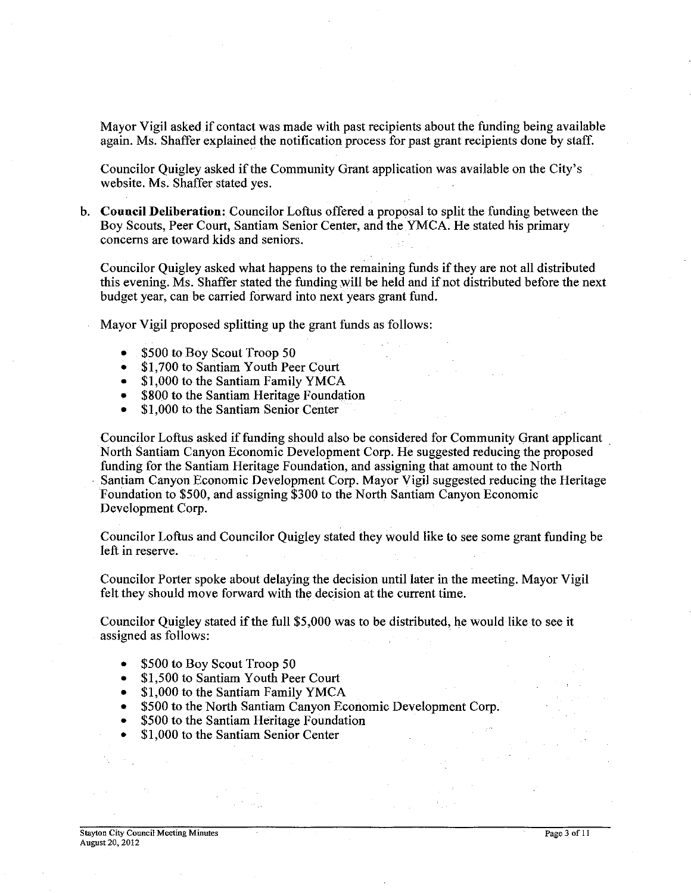Mayor Vigil asked if contact was made with past recipients about the funding being available again. Ms. Shaffer explained the notification process for past grant recipients done by staff.

Councilor Quigley asked if the Community Grant application was available on the City's website. Ms. Shaffer stated yes.

b. **Council Deliberation:** Councilor Loftus offered a proposal to split the funding between the Boy Scouts, Peer Court, Santiam Senior Center, and the YMCA. He stated his primary concerns are toward kids and seniors.

   Councilor Quigley asked what happens to the remaining funds if they are not all distributed this evening. Ms. Shaffer stated the funding will be held and if not distributed before the next budget year, can be carried forward into next years grant fund.

   Mayor Vigil proposed splitting up the grant funds as follows:

   - $500 to Boy Scout Troop 50
   - $1,700 to Santiam Youth Peer Court
   - $1,000 to the Santiam Family YMCA
   - $800 to the Santiam Heritage Foundation
   - $1,000 to the Santiam Senior Center

   Councilor Loftus asked if funding should also be considered for Community Grant applicant North Santiam Canyon Economic Development Corp. He suggested reducing the proposed funding for the Santiam Heritage Foundation, and assigning that amount to the North Santiam Canyon Economic Development Corp. Mayor Vigil suggested reducing the Heritage Foundation to $500, and assigning $300 to the North Santiam Canyon Economic Development Corp.

   Councilor Loftus and Councilor Quigley stated they would like to see some grant funding be left in reserve.

   Councilor Porter spoke about delaying the decision until later in the meeting. Mayor Vigil felt they should move forward with the decision at the current time.

   Councilor Quigley stated if the full $5,000 was to be distributed, he would like to see it assigned as follows:

   - $500 to Boy Scout Troop 50
   - $1,500 to Santiam Youth Peer Court
   - $1,000 to the Santiam Family YMCA
   - $500 to the North Santiam Canyon Economic Development Corp.
   - $500 to the Santiam Heritage Foundation
   - $1,000 to the Santiam Senior Center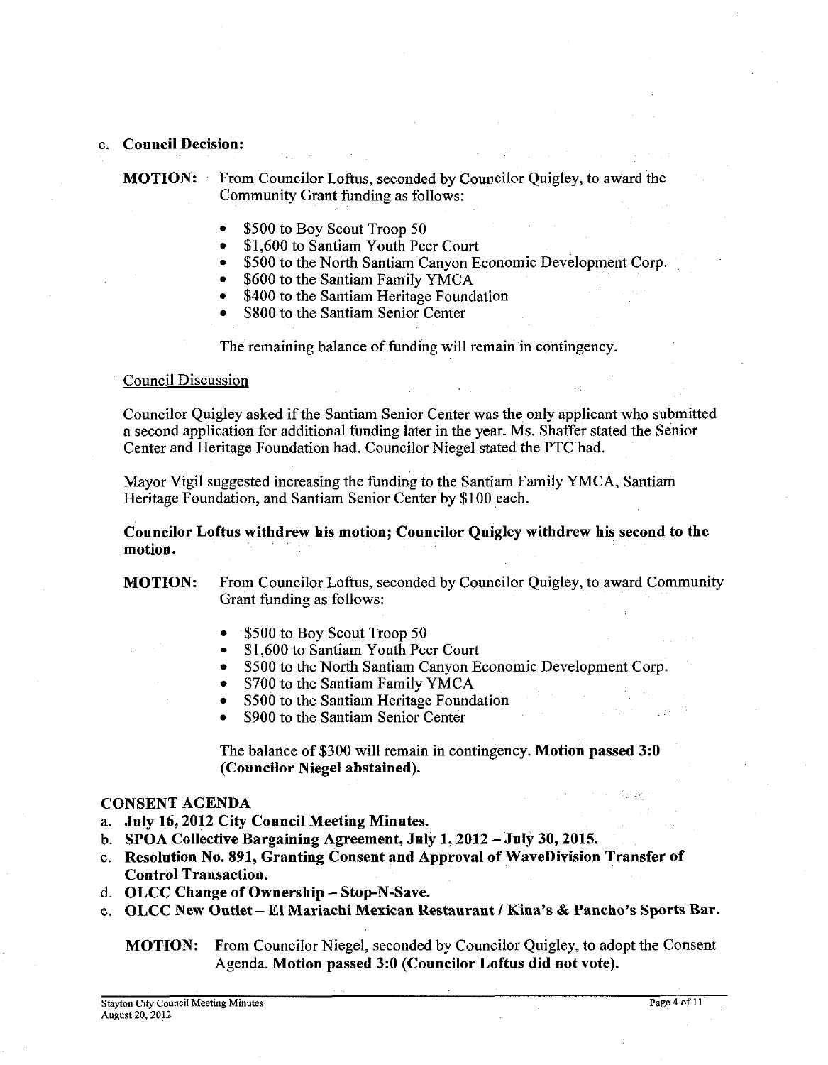c. **Council Decision:**

**MOTION:** From Councilor Loftus, seconded by Councilor Quigley, to award the Community Grant funding as follows:

- $500 to Boy Scout Troop 50
- $1,600 to Santiam Youth Peer Court
- $500 to the North Santiam Canyon Economic Development Corp.
- $600 to the Santiam Family YMCA
- $400 to the Santiam Heritage Foundation
- $800 to the Santiam Senior Center

The remaining balance of funding will remain in contingency.

Council Discussion

Councilor Quigley asked if the Santiam Senior Center was the only applicant who submitted a second application for additional funding later in the year. Ms. Shaffer stated the Senior Center and Heritage Foundation had. Councilor Niegel stated the PTC had.

Mayor Vigil suggested increasing the funding to the Santiam Family YMCA, Santiam Heritage Foundation, and Santiam Senior Center by $100 each.

**Councilor Loftus withdrew his motion; Councilor Quigley withdrew his second to the motion.**

**MOTION:** From Councilor Loftus, seconded by Councilor Quigley, to award Community Grant funding as follows:

- $500 to Boy Scout Troop 50
- $1,600 to Santiam Youth Peer Court
- $500 to the North Santiam Canyon Economic Development Corp.
- $700 to the Santiam Family YMCA
- $500 to the Santiam Heritage Foundation
- $900 to the Santiam Senior Center

The balance of $300 will remain in contingency. **Motion passed 3:0 (Councilor Niegel abstained).**

**CONSENT AGENDA**

a. **July 16, 2012 City Council Meeting Minutes.**
b. **SPOA Collective Bargaining Agreement, July 1, 2012 – July 30, 2015.**
c. **Resolution No. 891, Granting Consent and Approval of WaveDivision Transfer of Control Transaction.**
d. **OLCC Change of Ownership – Stop-N-Save.**
e. **OLCC New Outlet – El Mariachi Mexican Restaurant / Kina's & Pancho's Sports Bar.**

**MOTION:** From Councilor Niegel, seconded by Councilor Quigley, to adopt the Consent Agenda. **Motion passed 3:0 (Councilor Loftus did not vote).**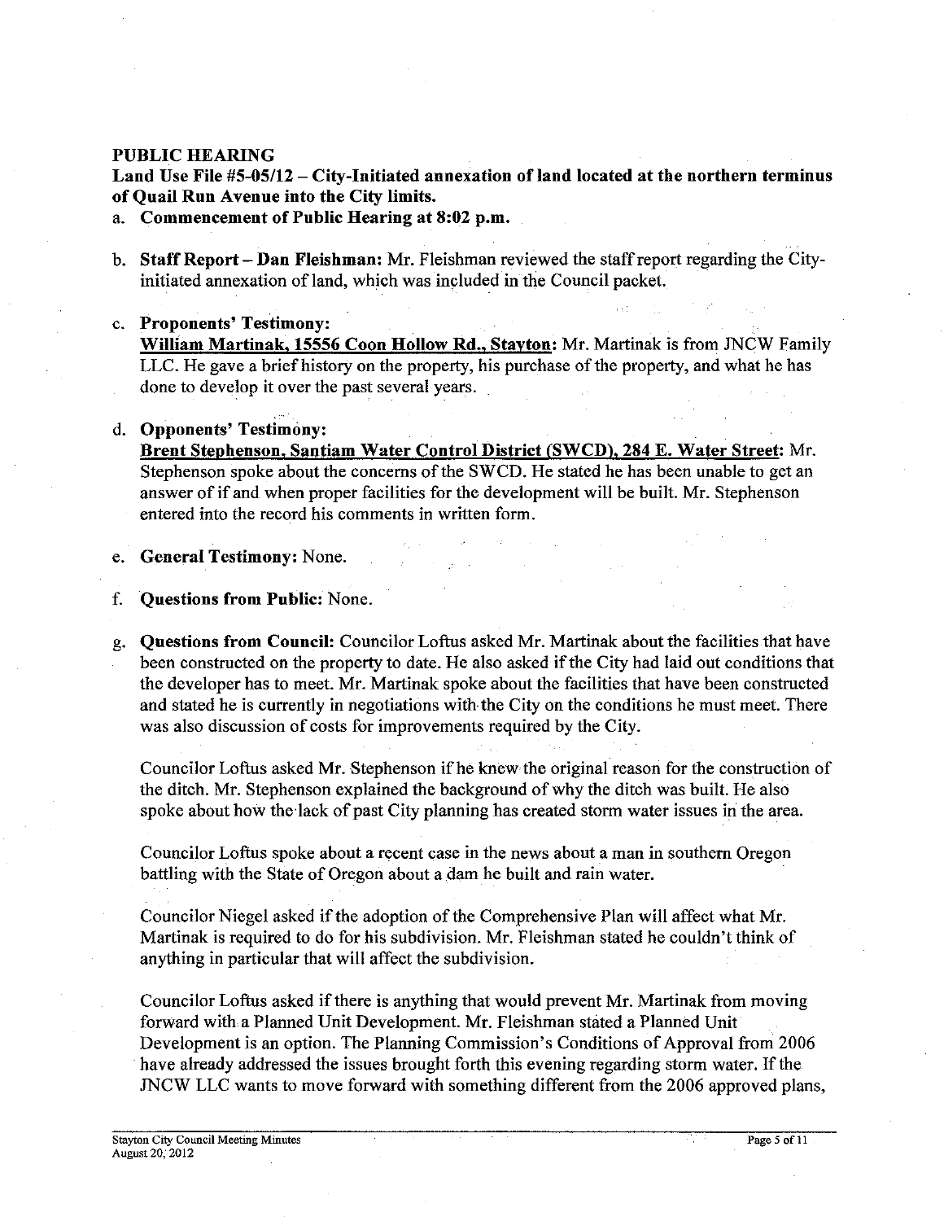**PUBLIC HEARING**

**Land Use File #5-05/12 – City-Initiated annexation of land located at the northern terminus of Quail Run Avenue into the City limits.**

a. **Commencement of Public Hearing at 8:02 p.m.**

b. **Staff Report – Dan Fleishman:** Mr. Fleishman reviewed the staff report regarding the City-initiated annexation of land, which was included in the Council packet.

c. **Proponents' Testimony:**
<u>**William Martinak, 15556 Coon Hollow Rd., Stayton:**</u> Mr. Martinak is from JNCW Family LLC. He gave a brief history on the property, his purchase of the property, and what he has done to develop it over the past several years.

d. **Opponents' Testimony:**
<u>**Brent Stephenson, Santiam Water Control District (SWCD), 284 E. Water Street:**</u> Mr. Stephenson spoke about the concerns of the SWCD. He stated he has been unable to get an answer of if and when proper facilities for the development will be built. Mr. Stephenson entered into the record his comments in written form.

e. **General Testimony:** None.

f. **Questions from Public:** None.

g. **Questions from Council:** Councilor Loftus asked Mr. Martinak about the facilities that have been constructed on the property to date. He also asked if the City had laid out conditions that the developer has to meet. Mr. Martinak spoke about the facilities that have been constructed and stated he is currently in negotiations with the City on the conditions he must meet. There was also discussion of costs for improvements required by the City.

Councilor Loftus asked Mr. Stephenson if he knew the original reason for the construction of the ditch. Mr. Stephenson explained the background of why the ditch was built. He also spoke about how the lack of past City planning has created storm water issues in the area.

Councilor Loftus spoke about a recent case in the news about a man in southern Oregon battling with the State of Oregon about a dam he built and rain water.

Councilor Niegel asked if the adoption of the Comprehensive Plan will affect what Mr. Martinak is required to do for his subdivision. Mr. Fleishman stated he couldn't think of anything in particular that will affect the subdivision.

Councilor Loftus asked if there is anything that would prevent Mr. Martinak from moving forward with a Planned Unit Development. Mr. Fleishman stated a Planned Unit Development is an option. The Planning Commission's Conditions of Approval from 2006 have already addressed the issues brought forth this evening regarding storm water. If the JNCW LLC wants to move forward with something different from the 2006 approved plans,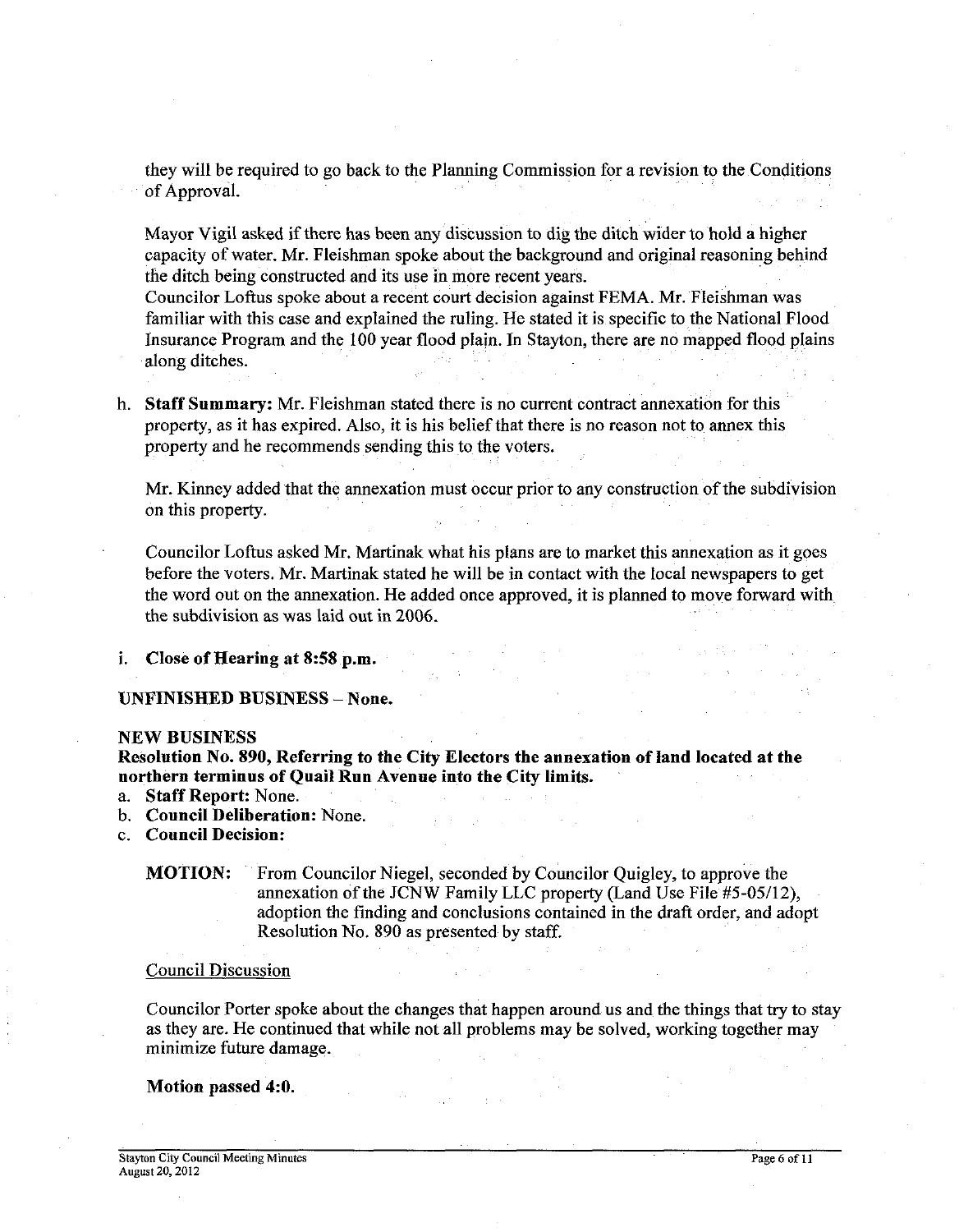they will be required to go back to the Planning Commission for a revision to the Conditions of Approval.

Mayor Vigil asked if there has been any discussion to dig the ditch wider to hold a higher capacity of water. Mr. Fleishman spoke about the background and original reasoning behind the ditch being constructed and its use in more recent years.
Councilor Loftus spoke about a recent court decision against FEMA. Mr. Fleishman was familiar with this case and explained the ruling. He stated it is specific to the National Flood Insurance Program and the 100 year flood plain. In Stayton, there are no mapped flood plains along ditches.

h. **Staff Summary:** Mr. Fleishman stated there is no current contract annexation for this property, as it has expired. Also, it is his belief that there is no reason not to annex this property and he recommends sending this to the voters.

   Mr. Kinney added that the annexation must occur prior to any construction of the subdivision on this property.

   Councilor Loftus asked Mr. Martinak what his plans are to market this annexation as it goes before the voters. Mr. Martinak stated he will be in contact with the local newspapers to get the word out on the annexation. He added once approved, it is planned to move forward with the subdivision as was laid out in 2006.

i. **Close of Hearing at 8:58 p.m.**

**UNFINISHED BUSINESS – None.**

**NEW BUSINESS**

**Resolution No. 890, Referring to the City Electors the annexation of land located at the northern terminus of Quail Run Avenue into the City limits.**

a. **Staff Report:** None.
b. **Council Deliberation:** None.
c. **Council Decision:**

   **MOTION:** From Councilor Niegel, seconded by Councilor Quigley, to approve the annexation of the JCNW Family LLC property (Land Use File #5-05/12), adoption the finding and conclusions contained in the draft order, and adopt Resolution No. 890 as presented by staff.

   Council Discussion

   Councilor Porter spoke about the changes that happen around us and the things that try to stay as they are. He continued that while not all problems may be solved, working together may minimize future damage.

   **Motion passed 4:0.**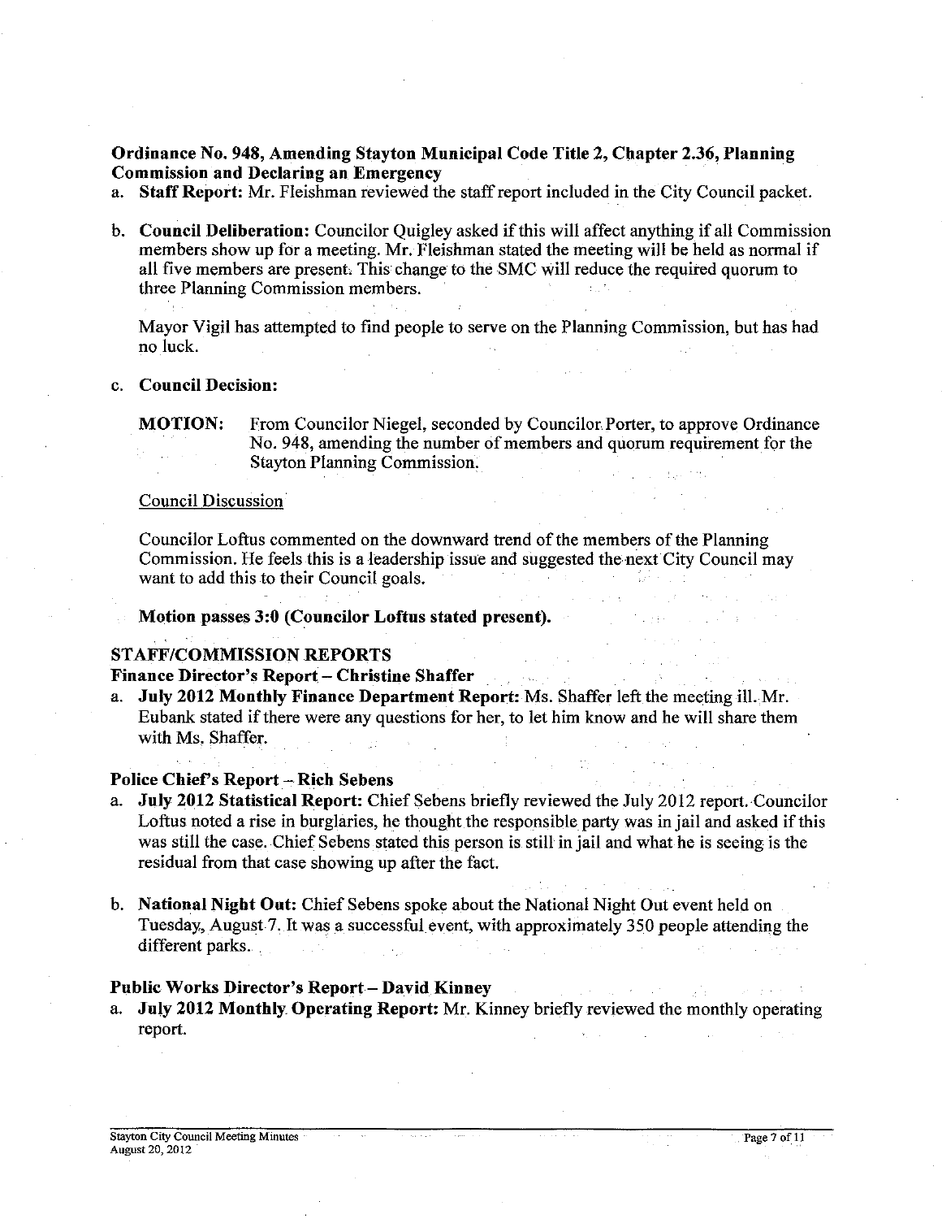**Ordinance No. 948, Amending Stayton Municipal Code Title 2, Chapter 2.36, Planning Commission and Declaring an Emergency**

a. **Staff Report:** Mr. Fleishman reviewed the staff report included in the City Council packet.

b. **Council Deliberation:** Councilor Quigley asked if this will affect anything if all Commission members show up for a meeting. Mr. Fleishman stated the meeting will be held as normal if all five members are present. This change to the SMC will reduce the required quorum to three Planning Commission members.

   Mayor Vigil has attempted to find people to serve on the Planning Commission, but has had no luck.

c. **Council Decision:**

   **MOTION:** From Councilor Niegel, seconded by Councilor Porter, to approve Ordinance No. 948, amending the number of members and quorum requirement for the Stayton Planning Commission.

   Council Discussion

   Councilor Loftus commented on the downward trend of the members of the Planning Commission. He feels this is a leadership issue and suggested the next City Council may want to add this to their Council goals.

   **Motion passes 3:0 (Councilor Loftus stated present).**

## STAFF/COMMISSION REPORTS

### Finance Director's Report – Christine Shaffer

a. **July 2012 Monthly Finance Department Report:** Ms. Shaffer left the meeting ill. Mr. Eubank stated if there were any questions for her, to let him know and he will share them with Ms. Shaffer.

### Police Chief's Report – Rich Sebens

a. **July 2012 Statistical Report:** Chief Sebens briefly reviewed the July 2012 report. Councilor Loftus noted a rise in burglaries, he thought the responsible party was in jail and asked if this was still the case. Chief Sebens stated this person is still in jail and what he is seeing is the residual from that case showing up after the fact.

b. **National Night Out:** Chief Sebens spoke about the National Night Out event held on Tuesday, August 7. It was a successful event, with approximately 350 people attending the different parks.

### Public Works Director's Report – David Kinney

a. **July 2012 Monthly Operating Report:** Mr. Kinney briefly reviewed the monthly operating report.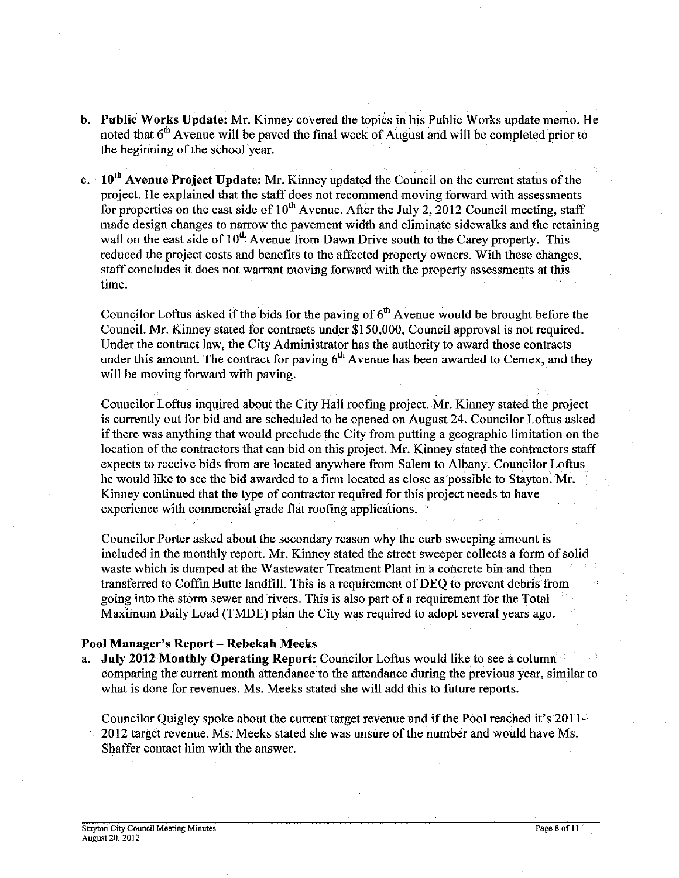b. **Public Works Update:** Mr. Kinney covered the topics in his Public Works update memo. He noted that 6th Avenue will be paved the final week of August and will be completed prior to the beginning of the school year.

c. **10th Avenue Project Update:** Mr. Kinney updated the Council on the current status of the project. He explained that the staff does not recommend moving forward with assessments for properties on the east side of 10th Avenue. After the July 2, 2012 Council meeting, staff made design changes to narrow the pavement width and eliminate sidewalks and the retaining wall on the east side of 10th Avenue from Dawn Drive south to the Carey property. This reduced the project costs and benefits to the affected property owners. With these changes, staff concludes it does not warrant moving forward with the property assessments at this time.

   Councilor Loftus asked if the bids for the paving of 6th Avenue would be brought before the Council. Mr. Kinney stated for contracts under $150,000, Council approval is not required. Under the contract law, the City Administrator has the authority to award those contracts under this amount. The contract for paving 6th Avenue has been awarded to Cemex, and they will be moving forward with paving.

   Councilor Loftus inquired about the City Hall roofing project. Mr. Kinney stated the project is currently out for bid and are scheduled to be opened on August 24. Councilor Loftus asked if there was anything that would preclude the City from putting a geographic limitation on the location of the contractors that can bid on this project. Mr. Kinney stated the contractors staff expects to receive bids from are located anywhere from Salem to Albany. Councilor Loftus he would like to see the bid awarded to a firm located as close as possible to Stayton. Mr. Kinney continued that the type of contractor required for this project needs to have experience with commercial grade flat roofing applications.

   Councilor Porter asked about the secondary reason why the curb sweeping amount is included in the monthly report. Mr. Kinney stated the street sweeper collects a form of solid waste which is dumped at the Wastewater Treatment Plant in a concrete bin and then transferred to Coffin Butte landfill. This is a requirement of DEQ to prevent debris from going into the storm sewer and rivers. This is also part of a requirement for the Total Maximum Daily Load (TMDL) plan the City was required to adopt several years ago.

**Pool Manager's Report – Rebekah Meeks**

a. **July 2012 Monthly Operating Report:** Councilor Loftus would like to see a column comparing the current month attendance to the attendance during the previous year, similar to what is done for revenues. Ms. Meeks stated she will add this to future reports.

   Councilor Quigley spoke about the current target revenue and if the Pool reached it's 2011-2012 target revenue. Ms. Meeks stated she was unsure of the number and would have Ms. Shaffer contact him with the answer.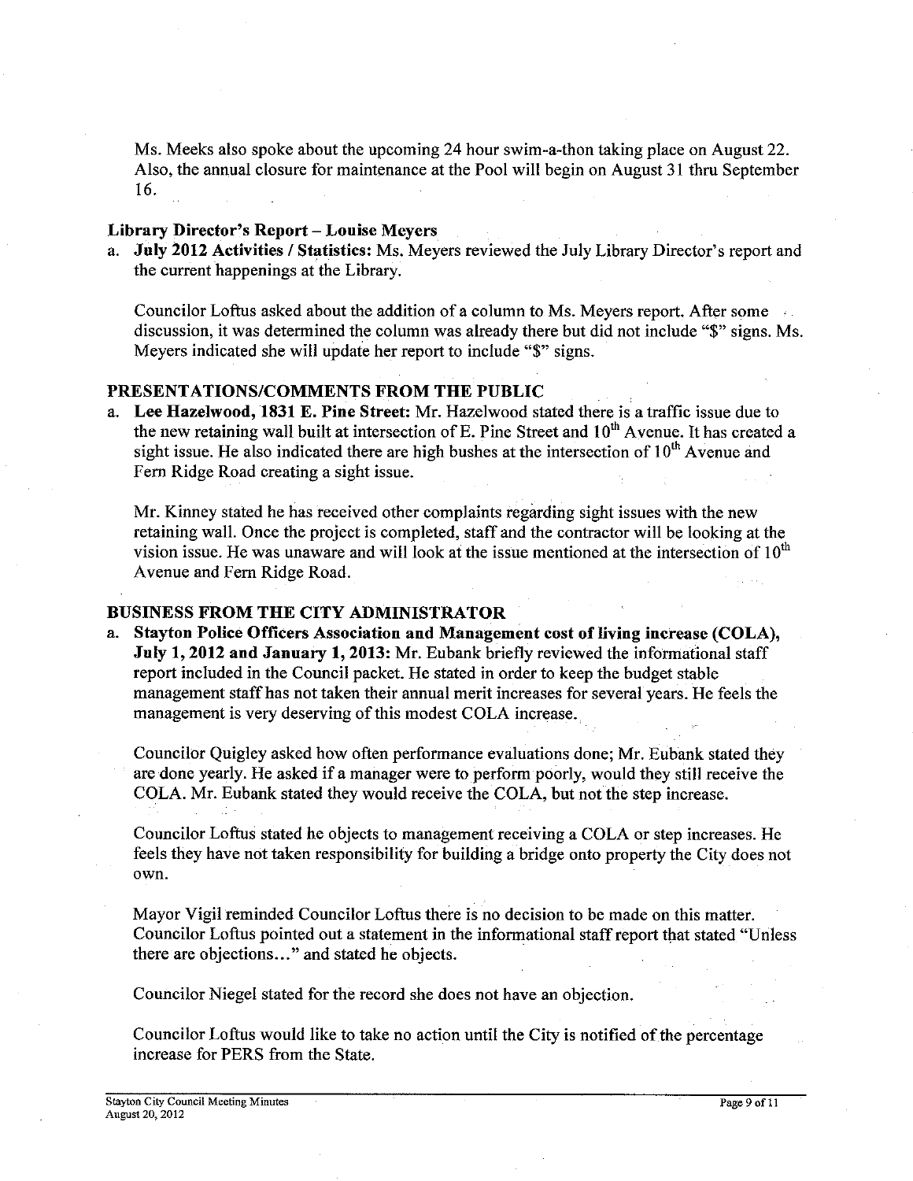Ms. Meeks also spoke about the upcoming 24 hour swim-a-thon taking place on August 22. Also, the annual closure for maintenance at the Pool will begin on August 31 thru September 16.

### Library Director's Report – Louise Meyers

a. **July 2012 Activities / Statistics:** Ms. Meyers reviewed the July Library Director's report and the current happenings at the Library.

   Councilor Loftus asked about the addition of a column to Ms. Meyers report. After some discussion, it was determined the column was already there but did not include "$" signs. Ms. Meyers indicated she will update her report to include "$" signs.

## PRESENTATIONS/COMMENTS FROM THE PUBLIC

a. **Lee Hazelwood, 1831 E. Pine Street:** Mr. Hazelwood stated there is a traffic issue due to the new retaining wall built at intersection of E. Pine Street and 10th Avenue. It has created a sight issue. He also indicated there are high bushes at the intersection of 10th Avenue and Fern Ridge Road creating a sight issue.

   Mr. Kinney stated he has received other complaints regarding sight issues with the new retaining wall. Once the project is completed, staff and the contractor will be looking at the vision issue. He was unaware and will look at the issue mentioned at the intersection of 10th Avenue and Fern Ridge Road.

## BUSINESS FROM THE CITY ADMINISTRATOR

a. **Stayton Police Officers Association and Management cost of living increase (COLA), July 1, 2012 and January 1, 2013:** Mr. Eubank briefly reviewed the informational staff report included in the Council packet. He stated in order to keep the budget stable management staff has not taken their annual merit increases for several years. He feels the management is very deserving of this modest COLA increase.

   Councilor Quigley asked how often performance evaluations done; Mr. Eubank stated they are done yearly. He asked if a manager were to perform poorly, would they still receive the COLA. Mr. Eubank stated they would receive the COLA, but not the step increase.

   Councilor Loftus stated he objects to management receiving a COLA or step increases. He feels they have not taken responsibility for building a bridge onto property the City does not own.

   Mayor Vigil reminded Councilor Loftus there is no decision to be made on this matter. Councilor Loftus pointed out a statement in the informational staff report that stated "Unless there are objections…" and stated he objects.

   Councilor Niegel stated for the record she does not have an objection.

   Councilor Loftus would like to take no action until the City is notified of the percentage increase for PERS from the State.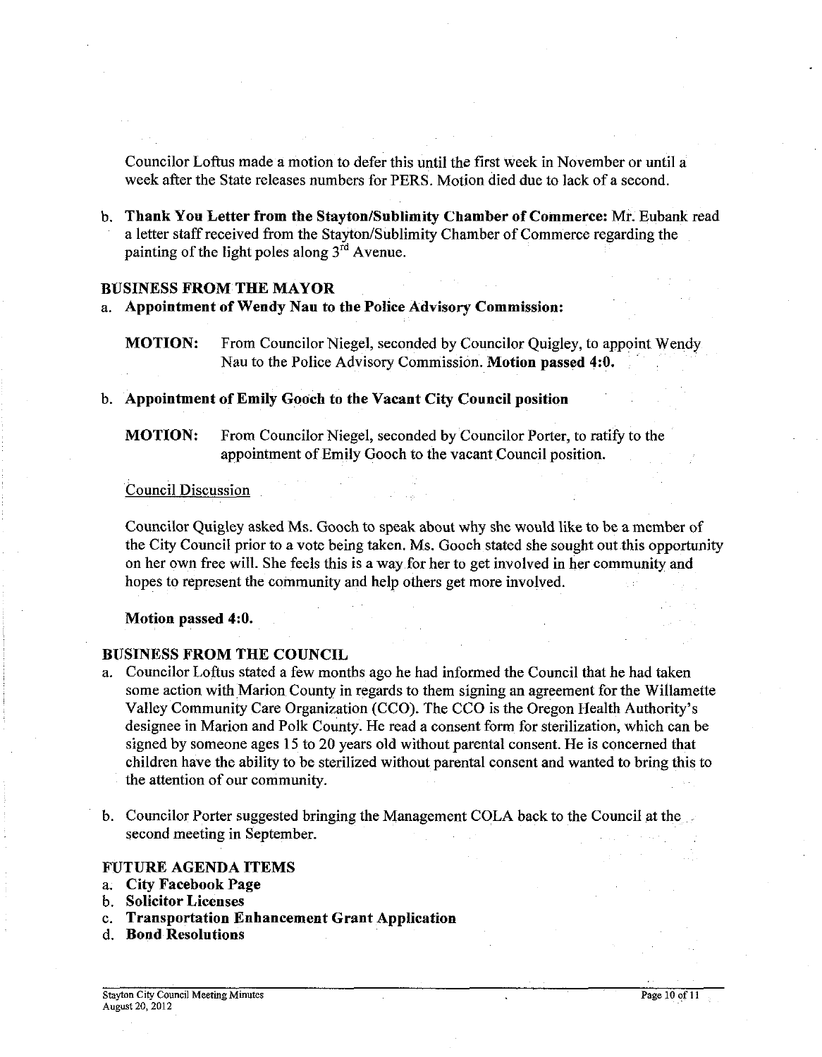Councilor Loftus made a motion to defer this until the first week in November or until a week after the State releases numbers for PERS. Motion died due to lack of a second.

b. **Thank You Letter from the Stayton/Sublimity Chamber of Commerce:** Mr. Eubank read a letter staff received from the Stayton/Sublimity Chamber of Commerce regarding the painting of the light poles along 3rd Avenue.

## BUSINESS FROM THE MAYOR

a. **Appointment of Wendy Nau to the Police Advisory Commission:**

**MOTION:** From Councilor Niegel, seconded by Councilor Quigley, to appoint Wendy Nau to the Police Advisory Commission. **Motion passed 4:0.**

b. **Appointment of Emily Gooch to the Vacant City Council position**

**MOTION:** From Councilor Niegel, seconded by Councilor Porter, to ratify to the appointment of Emily Gooch to the vacant Council position.

Council Discussion

Councilor Quigley asked Ms. Gooch to speak about why she would like to be a member of the City Council prior to a vote being taken. Ms. Gooch stated she sought out this opportunity on her own free will. She feels this is a way for her to get involved in her community and hopes to represent the community and help others get more involved.

**Motion passed 4:0.**

## BUSINESS FROM THE COUNCIL

a. Councilor Loftus stated a few months ago he had informed the Council that he had taken some action with Marion County in regards to them signing an agreement for the Willamette Valley Community Care Organization (CCO). The CCO is the Oregon Health Authority's designee in Marion and Polk County. He read a consent form for sterilization, which can be signed by someone ages 15 to 20 years old without parental consent. He is concerned that children have the ability to be sterilized without parental consent and wanted to bring this to the attention of our community.

b. Councilor Porter suggested bringing the Management COLA back to the Council at the second meeting in September.

## FUTURE AGENDA ITEMS

a. **City Facebook Page**
b. **Solicitor Licenses**
c. **Transportation Enhancement Grant Application**
d. **Bond Resolutions**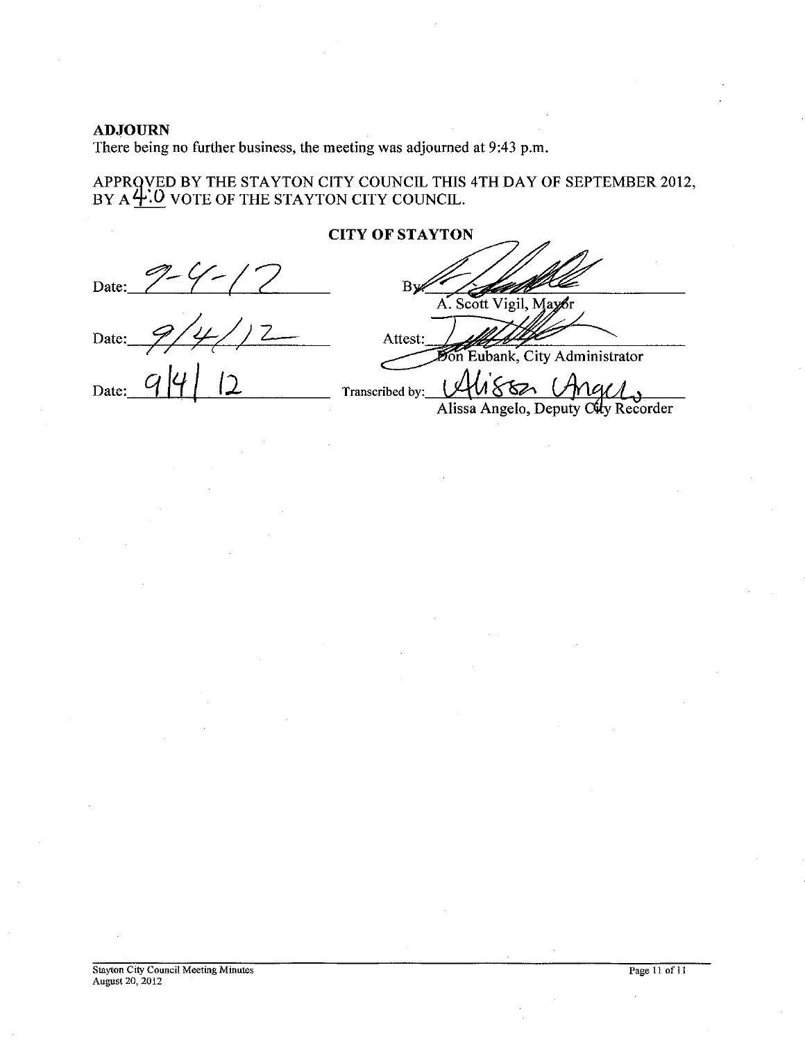**ADJOURN**

There being no further business, the meeting was adjourned at 9:43 p.m.

APPROVED BY THE STAYTON CITY COUNCIL THIS 4TH DAY OF SEPTEMBER 2012, BY A 4:0 VOTE OF THE STAYTON CITY COUNCIL.

**CITY OF STAYTON**

Date: 9-4-12 By: A. Scott Vigil, Mayor

Date: 9/4/12 Attest: Don Eubank, City Administrator

Date: 9/4/12 Transcribed by: Alissa Angelo, Deputy City Recorder